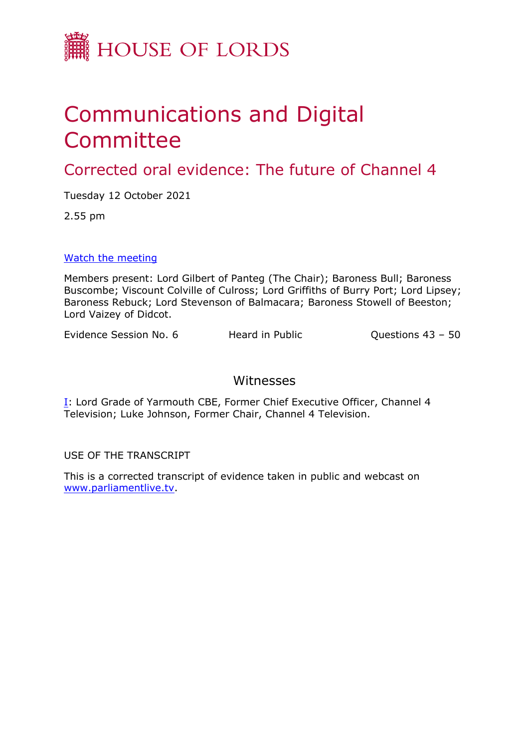# HOUSE OF LORDS

# Communications and Digital Committee

## Corrected oral evidence: The future of Channel 4

Tuesday 12 October 2021

2.55 pm

[Watch the meeting](#)

Members present: Lord Gilbert of Panteg (The Chair); Baroness Bull; Baroness Buscombe; Viscount Colville of Culross; Lord Griffiths of Burry Port; Lord Lipsey; Baroness Rebuck; Lord Stevenson of Balmacara; Baroness Stowell of Beeston; Lord Vaizey of Didcot.

Evidence Session No. 6 Heard in Public Questions 43 – 50

### Witnesses

I: Lord Grade of Yarmouth CBE, Former Chief Executive Officer, Channel 4 Television; Luke Johnson, Former Chair, Channel 4 Television.

USE OF THE TRANSCRIPT

This is a corrected transcript of evidence taken in public and webcast on [www.parliamentlive.tv](http://www.parliamentlive.tv).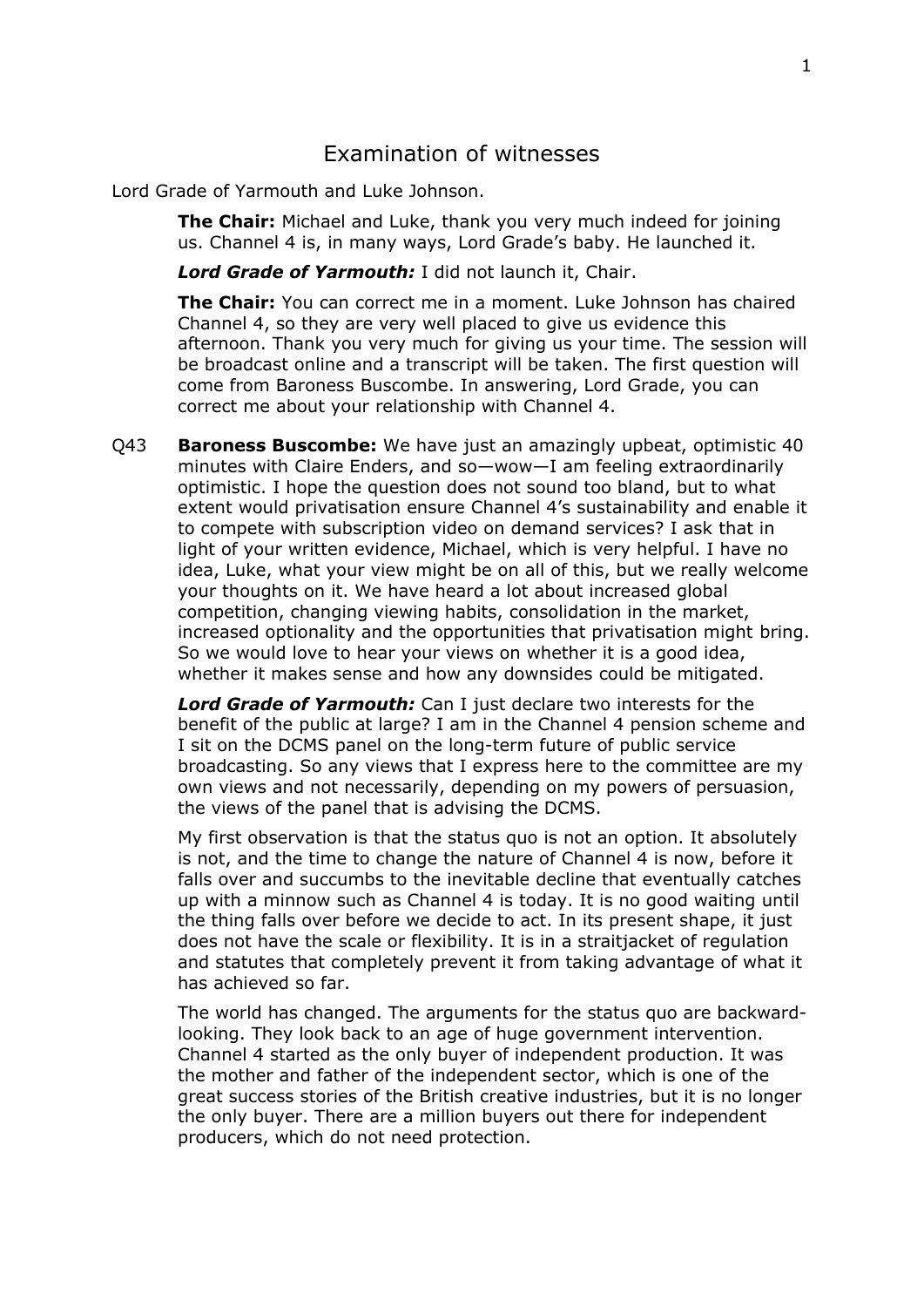# Examination of witnesses

Lord Grade of Yarmouth and Luke Johnson.

**The Chair:** Michael and Luke, thank you very much indeed for joining us. Channel 4 is, in many ways, Lord Grade's baby. He launched it.

***Lord Grade of Yarmouth:*** I did not launch it, Chair.

**The Chair:** You can correct me in a moment. Luke Johnson has chaired Channel 4, so they are very well placed to give us evidence this afternoon. Thank you very much for giving us your time. The session will be broadcast online and a transcript will be taken. The first question will come from Baroness Buscombe. In answering, Lord Grade, you can correct me about your relationship with Channel 4.

Q43 **Baroness Buscombe:** We have just an amazingly upbeat, optimistic 40 minutes with Claire Enders, and so—wow—I am feeling extraordinarily optimistic. I hope the question does not sound too bland, but to what extent would privatisation ensure Channel 4's sustainability and enable it to compete with subscription video on demand services? I ask that in light of your written evidence, Michael, which is very helpful. I have no idea, Luke, what your view might be on all of this, but we really welcome your thoughts on it. We have heard a lot about increased global competition, changing viewing habits, consolidation in the market, increased optionality and the opportunities that privatisation might bring. So we would love to hear your views on whether it is a good idea, whether it makes sense and how any downsides could be mitigated.

***Lord Grade of Yarmouth:*** Can I just declare two interests for the benefit of the public at large? I am in the Channel 4 pension scheme and I sit on the DCMS panel on the long-term future of public service broadcasting. So any views that I express here to the committee are my own views and not necessarily, depending on my powers of persuasion, the views of the panel that is advising the DCMS.

My first observation is that the status quo is not an option. It absolutely is not, and the time to change the nature of Channel 4 is now, before it falls over and succumbs to the inevitable decline that eventually catches up with a minnow such as Channel 4 is today. It is no good waiting until the thing falls over before we decide to act. In its present shape, it just does not have the scale or flexibility. It is in a straitjacket of regulation and statutes that completely prevent it from taking advantage of what it has achieved so far.

The world has changed. The arguments for the status quo are backward-looking. They look back to an age of huge government intervention. Channel 4 started as the only buyer of independent production. It was the mother and father of the independent sector, which is one of the great success stories of the British creative industries, but it is no longer the only buyer. There are a million buyers out there for independent producers, which do not need protection.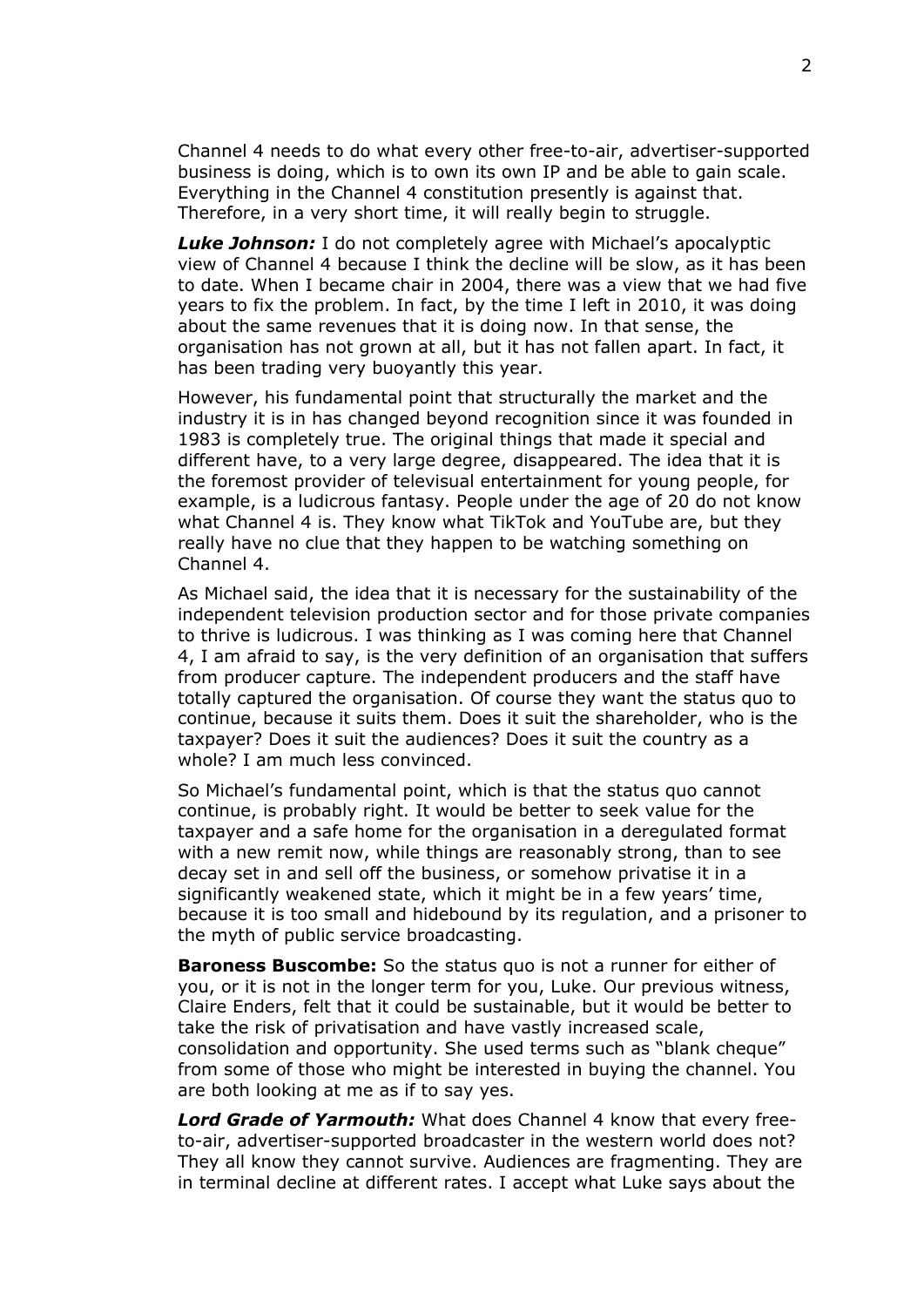Channel 4 needs to do what every other free-to-air, advertiser-supported business is doing, which is to own its own IP and be able to gain scale. Everything in the Channel 4 constitution presently is against that. Therefore, in a very short time, it will really begin to struggle.

***Luke Johnson:*** I do not completely agree with Michael's apocalyptic view of Channel 4 because I think the decline will be slow, as it has been to date. When I became chair in 2004, there was a view that we had five years to fix the problem. In fact, by the time I left in 2010, it was doing about the same revenues that it is doing now. In that sense, the organisation has not grown at all, but it has not fallen apart. In fact, it has been trading very buoyantly this year.

However, his fundamental point that structurally the market and the industry it is in has changed beyond recognition since it was founded in 1983 is completely true. The original things that made it special and different have, to a very large degree, disappeared. The idea that it is the foremost provider of televisual entertainment for young people, for example, is a ludicrous fantasy. People under the age of 20 do not know what Channel 4 is. They know what TikTok and YouTube are, but they really have no clue that they happen to be watching something on Channel 4.

As Michael said, the idea that it is necessary for the sustainability of the independent television production sector and for those private companies to thrive is ludicrous. I was thinking as I was coming here that Channel 4, I am afraid to say, is the very definition of an organisation that suffers from producer capture. The independent producers and the staff have totally captured the organisation. Of course they want the status quo to continue, because it suits them. Does it suit the shareholder, who is the taxpayer? Does it suit the audiences? Does it suit the country as a whole? I am much less convinced.

So Michael's fundamental point, which is that the status quo cannot continue, is probably right. It would be better to seek value for the taxpayer and a safe home for the organisation in a deregulated format with a new remit now, while things are reasonably strong, than to see decay set in and sell off the business, or somehow privatise it in a significantly weakened state, which it might be in a few years' time, because it is too small and hidebound by its regulation, and a prisoner to the myth of public service broadcasting.

**Baroness Buscombe:** So the status quo is not a runner for either of you, or it is not in the longer term for you, Luke. Our previous witness, Claire Enders, felt that it could be sustainable, but it would be better to take the risk of privatisation and have vastly increased scale, consolidation and opportunity. She used terms such as "blank cheque" from some of those who might be interested in buying the channel. You are both looking at me as if to say yes.

***Lord Grade of Yarmouth:*** What does Channel 4 know that every free-to-air, advertiser-supported broadcaster in the western world does not? They all know they cannot survive. Audiences are fragmenting. They are in terminal decline at different rates. I accept what Luke says about the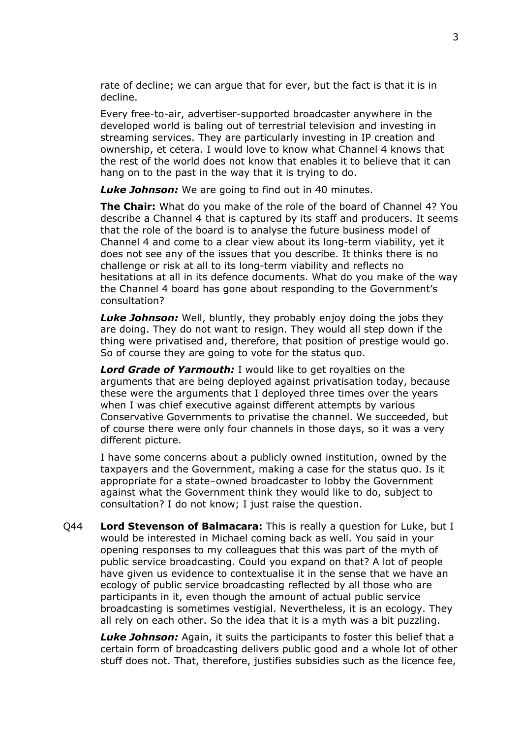rate of decline; we can argue that for ever, but the fact is that it is in decline.

Every free-to-air, advertiser-supported broadcaster anywhere in the developed world is baling out of terrestrial television and investing in streaming services. They are particularly investing in IP creation and ownership, et cetera. I would love to know what Channel 4 knows that the rest of the world does not know that enables it to believe that it can hang on to the past in the way that it is trying to do.

***Luke Johnson:*** We are going to find out in 40 minutes.

**The Chair:** What do you make of the role of the board of Channel 4? You describe a Channel 4 that is captured by its staff and producers. It seems that the role of the board is to analyse the future business model of Channel 4 and come to a clear view about its long-term viability, yet it does not see any of the issues that you describe. It thinks there is no challenge or risk at all to its long-term viability and reflects no hesitations at all in its defence documents. What do you make of the way the Channel 4 board has gone about responding to the Government's consultation?

***Luke Johnson:*** Well, bluntly, they probably enjoy doing the jobs they are doing. They do not want to resign. They would all step down if the thing were privatised and, therefore, that position of prestige would go. So of course they are going to vote for the status quo.

***Lord Grade of Yarmouth:*** I would like to get royalties on the arguments that are being deployed against privatisation today, because these were the arguments that I deployed three times over the years when I was chief executive against different attempts by various Conservative Governments to privatise the channel. We succeeded, but of course there were only four channels in those days, so it was a very different picture.

I have some concerns about a publicly owned institution, owned by the taxpayers and the Government, making a case for the status quo. Is it appropriate for a state–owned broadcaster to lobby the Government against what the Government think they would like to do, subject to consultation? I do not know; I just raise the question.

Q44 **Lord Stevenson of Balmacara:** This is really a question for Luke, but I would be interested in Michael coming back as well. You said in your opening responses to my colleagues that this was part of the myth of public service broadcasting. Could you expand on that? A lot of people have given us evidence to contextualise it in the sense that we have an ecology of public service broadcasting reflected by all those who are participants in it, even though the amount of actual public service broadcasting is sometimes vestigial. Nevertheless, it is an ecology. They all rely on each other. So the idea that it is a myth was a bit puzzling.

***Luke Johnson:*** Again, it suits the participants to foster this belief that a certain form of broadcasting delivers public good and a whole lot of other stuff does not. That, therefore, justifies subsidies such as the licence fee,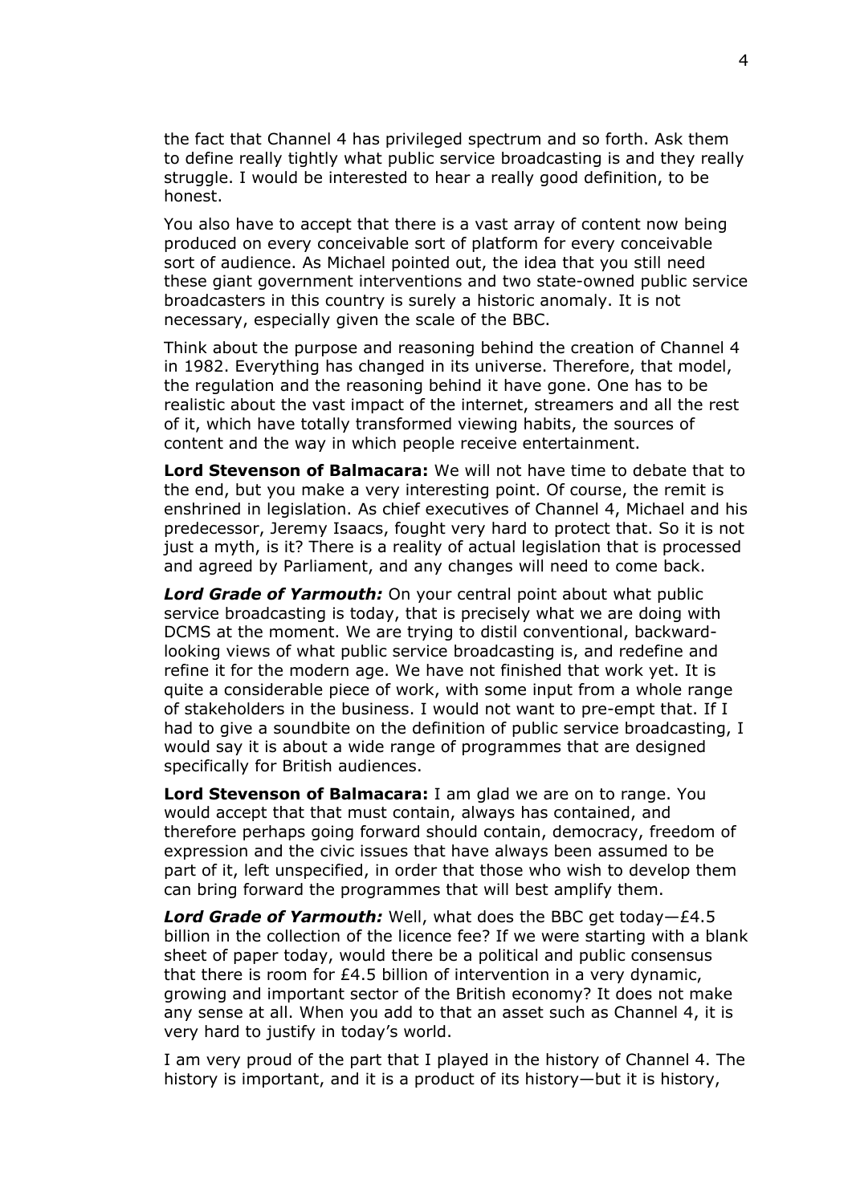the fact that Channel 4 has privileged spectrum and so forth. Ask them to define really tightly what public service broadcasting is and they really struggle. I would be interested to hear a really good definition, to be honest.

You also have to accept that there is a vast array of content now being produced on every conceivable sort of platform for every conceivable sort of audience. As Michael pointed out, the idea that you still need these giant government interventions and two state-owned public service broadcasters in this country is surely a historic anomaly. It is not necessary, especially given the scale of the BBC.

Think about the purpose and reasoning behind the creation of Channel 4 in 1982. Everything has changed in its universe. Therefore, that model, the regulation and the reasoning behind it have gone. One has to be realistic about the vast impact of the internet, streamers and all the rest of it, which have totally transformed viewing habits, the sources of content and the way in which people receive entertainment.

**Lord Stevenson of Balmacara:** We will not have time to debate that to the end, but you make a very interesting point. Of course, the remit is enshrined in legislation. As chief executives of Channel 4, Michael and his predecessor, Jeremy Isaacs, fought very hard to protect that. So it is not just a myth, is it? There is a reality of actual legislation that is processed and agreed by Parliament, and any changes will need to come back.

***Lord Grade of Yarmouth:*** On your central point about what public service broadcasting is today, that is precisely what we are doing with DCMS at the moment. We are trying to distil conventional, backward-looking views of what public service broadcasting is, and redefine and refine it for the modern age. We have not finished that work yet. It is quite a considerable piece of work, with some input from a whole range of stakeholders in the business. I would not want to pre-empt that. If I had to give a soundbite on the definition of public service broadcasting, I would say it is about a wide range of programmes that are designed specifically for British audiences.

**Lord Stevenson of Balmacara:** I am glad we are on to range. You would accept that that must contain, always has contained, and therefore perhaps going forward should contain, democracy, freedom of expression and the civic issues that have always been assumed to be part of it, left unspecified, in order that those who wish to develop them can bring forward the programmes that will best amplify them.

***Lord Grade of Yarmouth:*** Well, what does the BBC get today—£4.5 billion in the collection of the licence fee? If we were starting with a blank sheet of paper today, would there be a political and public consensus that there is room for £4.5 billion of intervention in a very dynamic, growing and important sector of the British economy? It does not make any sense at all. When you add to that an asset such as Channel 4, it is very hard to justify in today's world.

I am very proud of the part that I played in the history of Channel 4. The history is important, and it is a product of its history—but it is history,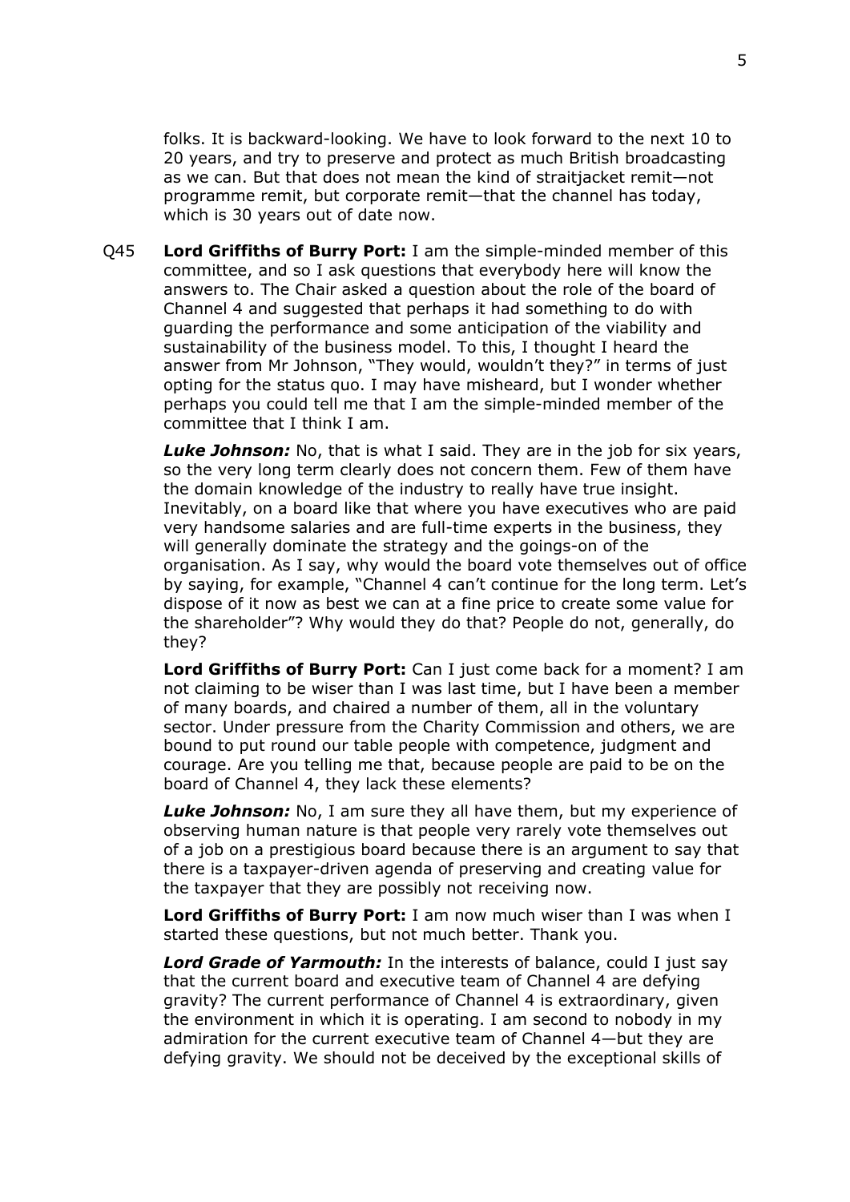folks. It is backward-looking. We have to look forward to the next 10 to 20 years, and try to preserve and protect as much British broadcasting as we can. But that does not mean the kind of straitjacket remit—not programme remit, but corporate remit—that the channel has today, which is 30 years out of date now.

Q45 **Lord Griffiths of Burry Port:** I am the simple-minded member of this committee, and so I ask questions that everybody here will know the answers to. The Chair asked a question about the role of the board of Channel 4 and suggested that perhaps it had something to do with guarding the performance and some anticipation of the viability and sustainability of the business model. To this, I thought I heard the answer from Mr Johnson, "They would, wouldn't they?" in terms of just opting for the status quo. I may have misheard, but I wonder whether perhaps you could tell me that I am the simple-minded member of the committee that I think I am.

***Luke Johnson:*** No, that is what I said. They are in the job for six years, so the very long term clearly does not concern them. Few of them have the domain knowledge of the industry to really have true insight. Inevitably, on a board like that where you have executives who are paid very handsome salaries and are full-time experts in the business, they will generally dominate the strategy and the goings-on of the organisation. As I say, why would the board vote themselves out of office by saying, for example, "Channel 4 can't continue for the long term. Let's dispose of it now as best we can at a fine price to create some value for the shareholder"? Why would they do that? People do not, generally, do they?

**Lord Griffiths of Burry Port:** Can I just come back for a moment? I am not claiming to be wiser than I was last time, but I have been a member of many boards, and chaired a number of them, all in the voluntary sector. Under pressure from the Charity Commission and others, we are bound to put round our table people with competence, judgment and courage. Are you telling me that, because people are paid to be on the board of Channel 4, they lack these elements?

***Luke Johnson:*** No, I am sure they all have them, but my experience of observing human nature is that people very rarely vote themselves out of a job on a prestigious board because there is an argument to say that there is a taxpayer-driven agenda of preserving and creating value for the taxpayer that they are possibly not receiving now.

**Lord Griffiths of Burry Port:** I am now much wiser than I was when I started these questions, but not much better. Thank you.

***Lord Grade of Yarmouth:*** In the interests of balance, could I just say that the current board and executive team of Channel 4 are defying gravity? The current performance of Channel 4 is extraordinary, given the environment in which it is operating. I am second to nobody in my admiration for the current executive team of Channel 4—but they are defying gravity. We should not be deceived by the exceptional skills of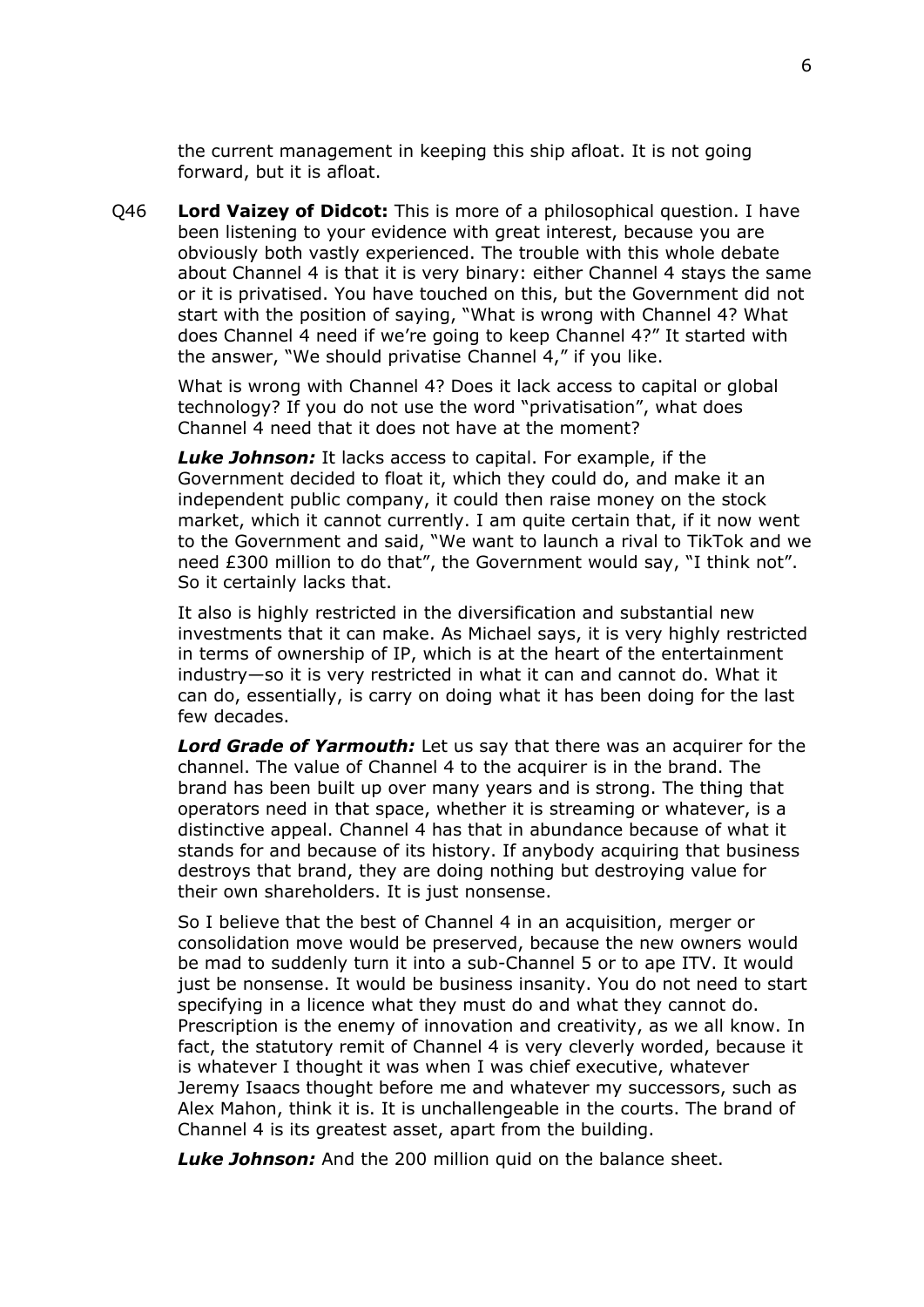the current management in keeping this ship afloat. It is not going forward, but it is afloat.

Q46 **Lord Vaizey of Didcot:** This is more of a philosophical question. I have been listening to your evidence with great interest, because you are obviously both vastly experienced. The trouble with this whole debate about Channel 4 is that it is very binary: either Channel 4 stays the same or it is privatised. You have touched on this, but the Government did not start with the position of saying, "What is wrong with Channel 4? What does Channel 4 need if we're going to keep Channel 4?" It started with the answer, "We should privatise Channel 4," if you like.

What is wrong with Channel 4? Does it lack access to capital or global technology? If you do not use the word "privatisation", what does Channel 4 need that it does not have at the moment?

***Luke Johnson:*** It lacks access to capital. For example, if the Government decided to float it, which they could do, and make it an independent public company, it could then raise money on the stock market, which it cannot currently. I am quite certain that, if it now went to the Government and said, "We want to launch a rival to TikTok and we need £300 million to do that", the Government would say, "I think not". So it certainly lacks that.

It also is highly restricted in the diversification and substantial new investments that it can make. As Michael says, it is very highly restricted in terms of ownership of IP, which is at the heart of the entertainment industry—so it is very restricted in what it can and cannot do. What it can do, essentially, is carry on doing what it has been doing for the last few decades.

***Lord Grade of Yarmouth:*** Let us say that there was an acquirer for the channel. The value of Channel 4 to the acquirer is in the brand. The brand has been built up over many years and is strong. The thing that operators need in that space, whether it is streaming or whatever, is a distinctive appeal. Channel 4 has that in abundance because of what it stands for and because of its history. If anybody acquiring that business destroys that brand, they are doing nothing but destroying value for their own shareholders. It is just nonsense.

So I believe that the best of Channel 4 in an acquisition, merger or consolidation move would be preserved, because the new owners would be mad to suddenly turn it into a sub-Channel 5 or to ape ITV. It would just be nonsense. It would be business insanity. You do not need to start specifying in a licence what they must do and what they cannot do. Prescription is the enemy of innovation and creativity, as we all know. In fact, the statutory remit of Channel 4 is very cleverly worded, because it is whatever I thought it was when I was chief executive, whatever Jeremy Isaacs thought before me and whatever my successors, such as Alex Mahon, think it is. It is unchallengeable in the courts. The brand of Channel 4 is its greatest asset, apart from the building.

***Luke Johnson:*** And the 200 million quid on the balance sheet.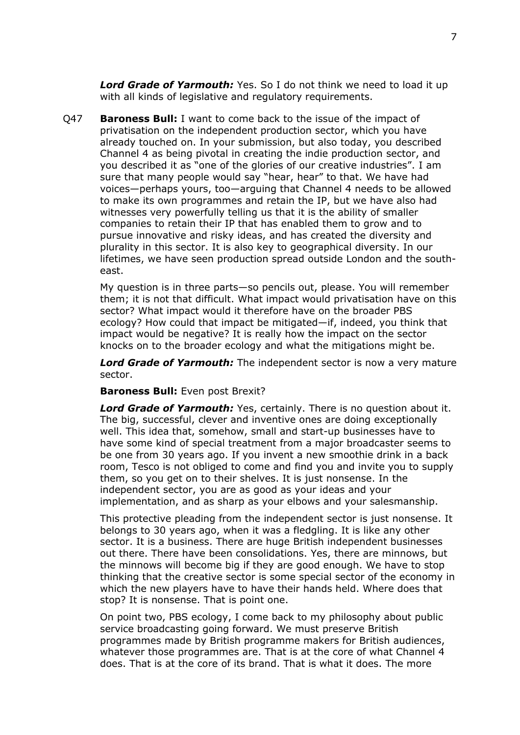***Lord Grade of Yarmouth:*** Yes. So I do not think we need to load it up with all kinds of legislative and regulatory requirements.

Q47 **Baroness Bull:** I want to come back to the issue of the impact of privatisation on the independent production sector, which you have already touched on. In your submission, but also today, you described Channel 4 as being pivotal in creating the indie production sector, and you described it as "one of the glories of our creative industries". I am sure that many people would say "hear, hear" to that. We have had voices—perhaps yours, too—arguing that Channel 4 needs to be allowed to make its own programmes and retain the IP, but we have also had witnesses very powerfully telling us that it is the ability of smaller companies to retain their IP that has enabled them to grow and to pursue innovative and risky ideas, and has created the diversity and plurality in this sector. It is also key to geographical diversity. In our lifetimes, we have seen production spread outside London and the south-east.

My question is in three parts—so pencils out, please. You will remember them; it is not that difficult. What impact would privatisation have on this sector? What impact would it therefore have on the broader PBS ecology? How could that impact be mitigated—if, indeed, you think that impact would be negative? It is really how the impact on the sector knocks on to the broader ecology and what the mitigations might be.

***Lord Grade of Yarmouth:*** The independent sector is now a very mature sector.

**Baroness Bull:** Even post Brexit?

***Lord Grade of Yarmouth:*** Yes, certainly. There is no question about it. The big, successful, clever and inventive ones are doing exceptionally well. This idea that, somehow, small and start-up businesses have to have some kind of special treatment from a major broadcaster seems to be one from 30 years ago. If you invent a new smoothie drink in a back room, Tesco is not obliged to come and find you and invite you to supply them, so you get on to their shelves. It is just nonsense. In the independent sector, you are as good as your ideas and your implementation, and as sharp as your elbows and your salesmanship.

This protective pleading from the independent sector is just nonsense. It belongs to 30 years ago, when it was a fledgling. It is like any other sector. It is a business. There are huge British independent businesses out there. There have been consolidations. Yes, there are minnows, but the minnows will become big if they are good enough. We have to stop thinking that the creative sector is some special sector of the economy in which the new players have to have their hands held. Where does that stop? It is nonsense. That is point one.

On point two, PBS ecology, I come back to my philosophy about public service broadcasting going forward. We must preserve British programmes made by British programme makers for British audiences, whatever those programmes are. That is at the core of what Channel 4 does. That is at the core of its brand. That is what it does. The more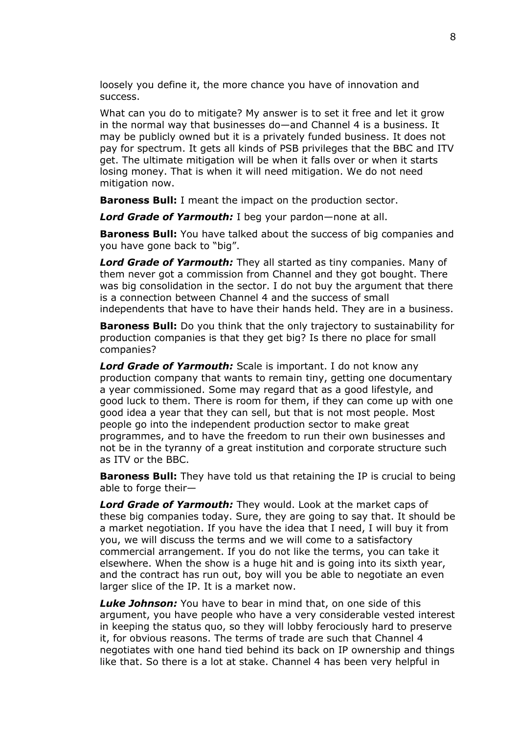loosely you define it, the more chance you have of innovation and success.

What can you do to mitigate? My answer is to set it free and let it grow in the normal way that businesses do—and Channel 4 is a business. It may be publicly owned but it is a privately funded business. It does not pay for spectrum. It gets all kinds of PSB privileges that the BBC and ITV get. The ultimate mitigation will be when it falls over or when it starts losing money. That is when it will need mitigation. We do not need mitigation now.

**Baroness Bull:** I meant the impact on the production sector.

***Lord Grade of Yarmouth:*** I beg your pardon—none at all.

**Baroness Bull:** You have talked about the success of big companies and you have gone back to "big".

***Lord Grade of Yarmouth:*** They all started as tiny companies. Many of them never got a commission from Channel and they got bought. There was big consolidation in the sector. I do not buy the argument that there is a connection between Channel 4 and the success of small independents that have to have their hands held. They are in a business.

**Baroness Bull:** Do you think that the only trajectory to sustainability for production companies is that they get big? Is there no place for small companies?

***Lord Grade of Yarmouth:*** Scale is important. I do not know any production company that wants to remain tiny, getting one documentary a year commissioned. Some may regard that as a good lifestyle, and good luck to them. There is room for them, if they can come up with one good idea a year that they can sell, but that is not most people. Most people go into the independent production sector to make great programmes, and to have the freedom to run their own businesses and not be in the tyranny of a great institution and corporate structure such as ITV or the BBC.

**Baroness Bull:** They have told us that retaining the IP is crucial to being able to forge their—

***Lord Grade of Yarmouth:*** They would. Look at the market caps of these big companies today. Sure, they are going to say that. It should be a market negotiation. If you have the idea that I need, I will buy it from you, we will discuss the terms and we will come to a satisfactory commercial arrangement. If you do not like the terms, you can take it elsewhere. When the show is a huge hit and is going into its sixth year, and the contract has run out, boy will you be able to negotiate an even larger slice of the IP. It is a market now.

***Luke Johnson:*** You have to bear in mind that, on one side of this argument, you have people who have a very considerable vested interest in keeping the status quo, so they will lobby ferociously hard to preserve it, for obvious reasons. The terms of trade are such that Channel 4 negotiates with one hand tied behind its back on IP ownership and things like that. So there is a lot at stake. Channel 4 has been very helpful in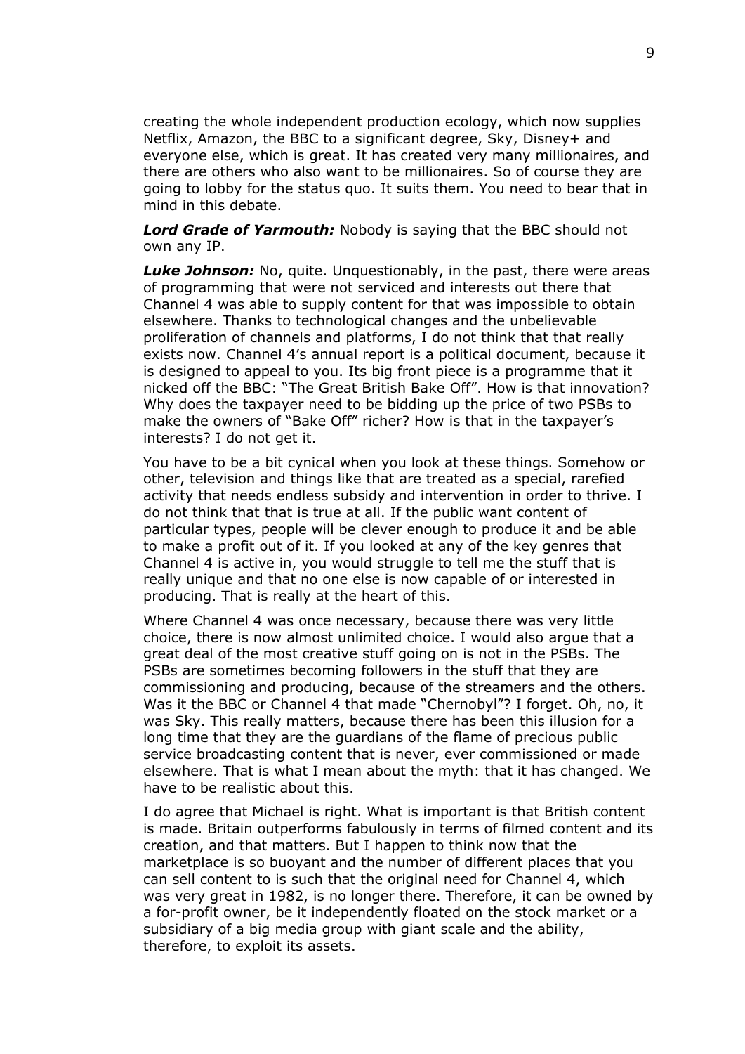creating the whole independent production ecology, which now supplies Netflix, Amazon, the BBC to a significant degree, Sky, Disney+ and everyone else, which is great. It has created very many millionaires, and there are others who also want to be millionaires. So of course they are going to lobby for the status quo. It suits them. You need to bear that in mind in this debate.

***Lord Grade of Yarmouth:*** Nobody is saying that the BBC should not own any IP.

***Luke Johnson:*** No, quite. Unquestionably, in the past, there were areas of programming that were not serviced and interests out there that Channel 4 was able to supply content for that was impossible to obtain elsewhere. Thanks to technological changes and the unbelievable proliferation of channels and platforms, I do not think that that really exists now. Channel 4's annual report is a political document, because it is designed to appeal to you. Its big front piece is a programme that it nicked off the BBC: "The Great British Bake Off". How is that innovation? Why does the taxpayer need to be bidding up the price of two PSBs to make the owners of "Bake Off" richer? How is that in the taxpayer's interests? I do not get it.

You have to be a bit cynical when you look at these things. Somehow or other, television and things like that are treated as a special, rarefied activity that needs endless subsidy and intervention in order to thrive. I do not think that that is true at all. If the public want content of particular types, people will be clever enough to produce it and be able to make a profit out of it. If you looked at any of the key genres that Channel 4 is active in, you would struggle to tell me the stuff that is really unique and that no one else is now capable of or interested in producing. That is really at the heart of this.

Where Channel 4 was once necessary, because there was very little choice, there is now almost unlimited choice. I would also argue that a great deal of the most creative stuff going on is not in the PSBs. The PSBs are sometimes becoming followers in the stuff that they are commissioning and producing, because of the streamers and the others. Was it the BBC or Channel 4 that made "Chernobyl"? I forget. Oh, no, it was Sky. This really matters, because there has been this illusion for a long time that they are the guardians of the flame of precious public service broadcasting content that is never, ever commissioned or made elsewhere. That is what I mean about the myth: that it has changed. We have to be realistic about this.

I do agree that Michael is right. What is important is that British content is made. Britain outperforms fabulously in terms of filmed content and its creation, and that matters. But I happen to think now that the marketplace is so buoyant and the number of different places that you can sell content to is such that the original need for Channel 4, which was very great in 1982, is no longer there. Therefore, it can be owned by a for-profit owner, be it independently floated on the stock market or a subsidiary of a big media group with giant scale and the ability, therefore, to exploit its assets.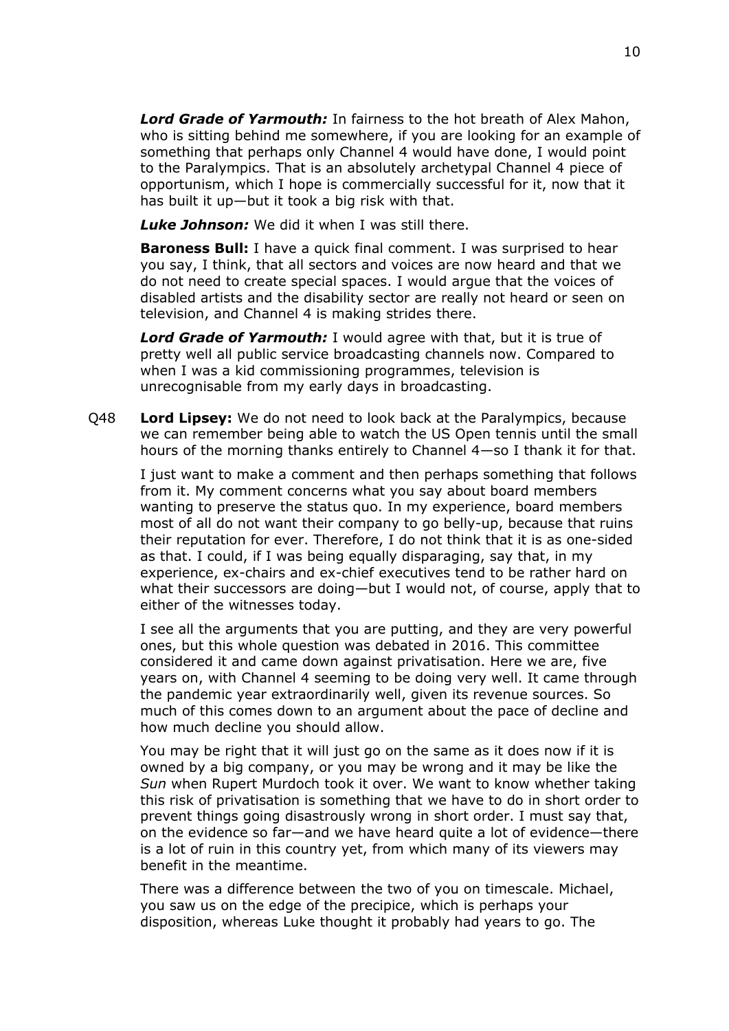***Lord Grade of Yarmouth:*** In fairness to the hot breath of Alex Mahon, who is sitting behind me somewhere, if you are looking for an example of something that perhaps only Channel 4 would have done, I would point to the Paralympics. That is an absolutely archetypal Channel 4 piece of opportunism, which I hope is commercially successful for it, now that it has built it up—but it took a big risk with that.

***Luke Johnson:*** We did it when I was still there.

**Baroness Bull:** I have a quick final comment. I was surprised to hear you say, I think, that all sectors and voices are now heard and that we do not need to create special spaces. I would argue that the voices of disabled artists and the disability sector are really not heard or seen on television, and Channel 4 is making strides there.

***Lord Grade of Yarmouth:*** I would agree with that, but it is true of pretty well all public service broadcasting channels now. Compared to when I was a kid commissioning programmes, television is unrecognisable from my early days in broadcasting.

Q48 **Lord Lipsey:** We do not need to look back at the Paralympics, because we can remember being able to watch the US Open tennis until the small hours of the morning thanks entirely to Channel 4—so I thank it for that.

I just want to make a comment and then perhaps something that follows from it. My comment concerns what you say about board members wanting to preserve the status quo. In my experience, board members most of all do not want their company to go belly-up, because that ruins their reputation for ever. Therefore, I do not think that it is as one-sided as that. I could, if I was being equally disparaging, say that, in my experience, ex-chairs and ex-chief executives tend to be rather hard on what their successors are doing—but I would not, of course, apply that to either of the witnesses today.

I see all the arguments that you are putting, and they are very powerful ones, but this whole question was debated in 2016. This committee considered it and came down against privatisation. Here we are, five years on, with Channel 4 seeming to be doing very well. It came through the pandemic year extraordinarily well, given its revenue sources. So much of this comes down to an argument about the pace of decline and how much decline you should allow.

You may be right that it will just go on the same as it does now if it is owned by a big company, or you may be wrong and it may be like the *Sun* when Rupert Murdoch took it over. We want to know whether taking this risk of privatisation is something that we have to do in short order to prevent things going disastrously wrong in short order. I must say that, on the evidence so far—and we have heard quite a lot of evidence—there is a lot of ruin in this country yet, from which many of its viewers may benefit in the meantime.

There was a difference between the two of you on timescale. Michael, you saw us on the edge of the precipice, which is perhaps your disposition, whereas Luke thought it probably had years to go. The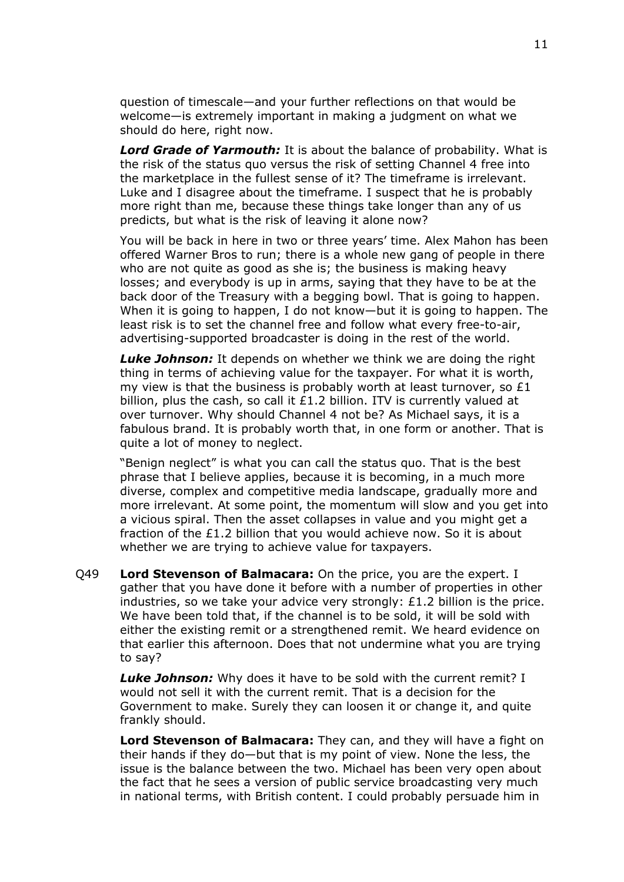question of timescale—and your further reflections on that would be welcome—is extremely important in making a judgment on what we should do here, right now.

***Lord Grade of Yarmouth:*** It is about the balance of probability. What is the risk of the status quo versus the risk of setting Channel 4 free into the marketplace in the fullest sense of it? The timeframe is irrelevant. Luke and I disagree about the timeframe. I suspect that he is probably more right than me, because these things take longer than any of us predicts, but what is the risk of leaving it alone now?

You will be back in here in two or three years' time. Alex Mahon has been offered Warner Bros to run; there is a whole new gang of people in there who are not quite as good as she is; the business is making heavy losses; and everybody is up in arms, saying that they have to be at the back door of the Treasury with a begging bowl. That is going to happen. When it is going to happen, I do not know—but it is going to happen. The least risk is to set the channel free and follow what every free-to-air, advertising-supported broadcaster is doing in the rest of the world.

***Luke Johnson:*** It depends on whether we think we are doing the right thing in terms of achieving value for the taxpayer. For what it is worth, my view is that the business is probably worth at least turnover, so £1 billion, plus the cash, so call it £1.2 billion. ITV is currently valued at over turnover. Why should Channel 4 not be? As Michael says, it is a fabulous brand. It is probably worth that, in one form or another. That is quite a lot of money to neglect.

"Benign neglect" is what you can call the status quo. That is the best phrase that I believe applies, because it is becoming, in a much more diverse, complex and competitive media landscape, gradually more and more irrelevant. At some point, the momentum will slow and you get into a vicious spiral. Then the asset collapses in value and you might get a fraction of the £1.2 billion that you would achieve now. So it is about whether we are trying to achieve value for taxpayers.

Q49 **Lord Stevenson of Balmacara:** On the price, you are the expert. I gather that you have done it before with a number of properties in other industries, so we take your advice very strongly: £1.2 billion is the price. We have been told that, if the channel is to be sold, it will be sold with either the existing remit or a strengthened remit. We heard evidence on that earlier this afternoon. Does that not undermine what you are trying to say?

***Luke Johnson:*** Why does it have to be sold with the current remit? I would not sell it with the current remit. That is a decision for the Government to make. Surely they can loosen it or change it, and quite frankly should.

**Lord Stevenson of Balmacara:** They can, and they will have a fight on their hands if they do—but that is my point of view. None the less, the issue is the balance between the two. Michael has been very open about the fact that he sees a version of public service broadcasting very much in national terms, with British content. I could probably persuade him in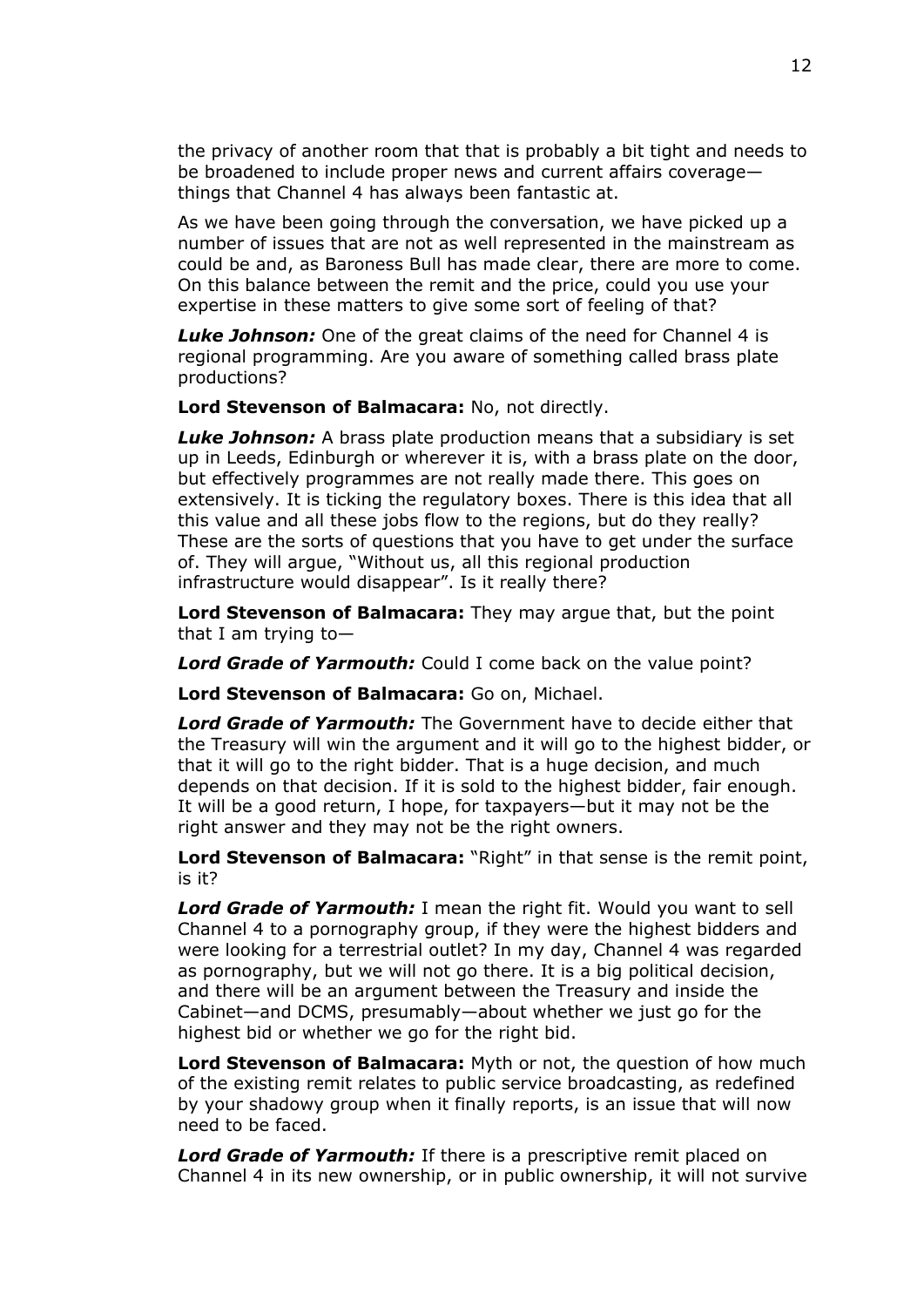the privacy of another room that that is probably a bit tight and needs to be broadened to include proper news and current affairs coverage—things that Channel 4 has always been fantastic at.

As we have been going through the conversation, we have picked up a number of issues that are not as well represented in the mainstream as could be and, as Baroness Bull has made clear, there are more to come. On this balance between the remit and the price, could you use your expertise in these matters to give some sort of feeling of that?

***Luke Johnson:*** One of the great claims of the need for Channel 4 is regional programming. Are you aware of something called brass plate productions?

**Lord Stevenson of Balmacara:** No, not directly.

***Luke Johnson:*** A brass plate production means that a subsidiary is set up in Leeds, Edinburgh or wherever it is, with a brass plate on the door, but effectively programmes are not really made there. This goes on extensively. It is ticking the regulatory boxes. There is this idea that all this value and all these jobs flow to the regions, but do they really? These are the sorts of questions that you have to get under the surface of. They will argue, "Without us, all this regional production infrastructure would disappear". Is it really there?

**Lord Stevenson of Balmacara:** They may argue that, but the point that I am trying to—

***Lord Grade of Yarmouth:*** Could I come back on the value point?

**Lord Stevenson of Balmacara:** Go on, Michael.

***Lord Grade of Yarmouth:*** The Government have to decide either that the Treasury will win the argument and it will go to the highest bidder, or that it will go to the right bidder. That is a huge decision, and much depends on that decision. If it is sold to the highest bidder, fair enough. It will be a good return, I hope, for taxpayers—but it may not be the right answer and they may not be the right owners.

**Lord Stevenson of Balmacara:** "Right" in that sense is the remit point, is it?

***Lord Grade of Yarmouth:*** I mean the right fit. Would you want to sell Channel 4 to a pornography group, if they were the highest bidders and were looking for a terrestrial outlet? In my day, Channel 4 was regarded as pornography, but we will not go there. It is a big political decision, and there will be an argument between the Treasury and inside the Cabinet—and DCMS, presumably—about whether we just go for the highest bid or whether we go for the right bid.

**Lord Stevenson of Balmacara:** Myth or not, the question of how much of the existing remit relates to public service broadcasting, as redefined by your shadowy group when it finally reports, is an issue that will now need to be faced.

***Lord Grade of Yarmouth:*** If there is a prescriptive remit placed on Channel 4 in its new ownership, or in public ownership, it will not survive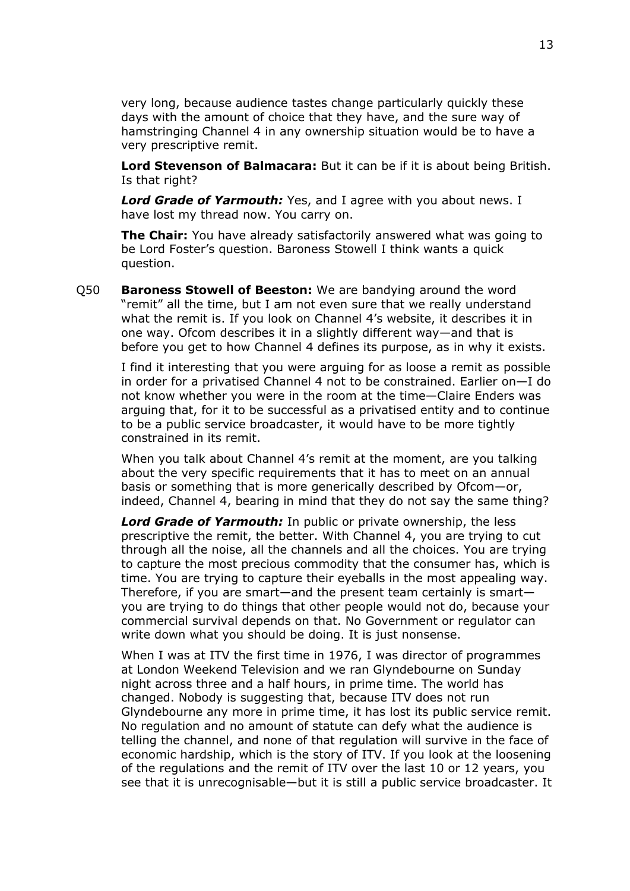very long, because audience tastes change particularly quickly these days with the amount of choice that they have, and the sure way of hamstringing Channel 4 in any ownership situation would be to have a very prescriptive remit.

**Lord Stevenson of Balmacara:** But it can be if it is about being British. Is that right?

***Lord Grade of Yarmouth:*** Yes, and I agree with you about news. I have lost my thread now. You carry on.

**The Chair:** You have already satisfactorily answered what was going to be Lord Foster's question. Baroness Stowell I think wants a quick question.

Q50 **Baroness Stowell of Beeston:** We are bandying around the word "remit" all the time, but I am not even sure that we really understand what the remit is. If you look on Channel 4's website, it describes it in one way. Ofcom describes it in a slightly different way—and that is before you get to how Channel 4 defines its purpose, as in why it exists.

I find it interesting that you were arguing for as loose a remit as possible in order for a privatised Channel 4 not to be constrained. Earlier on—I do not know whether you were in the room at the time—Claire Enders was arguing that, for it to be successful as a privatised entity and to continue to be a public service broadcaster, it would have to be more tightly constrained in its remit.

When you talk about Channel 4's remit at the moment, are you talking about the very specific requirements that it has to meet on an annual basis or something that is more generically described by Ofcom—or, indeed, Channel 4, bearing in mind that they do not say the same thing?

***Lord Grade of Yarmouth:*** In public or private ownership, the less prescriptive the remit, the better. With Channel 4, you are trying to cut through all the noise, all the channels and all the choices. You are trying to capture the most precious commodity that the consumer has, which is time. You are trying to capture their eyeballs in the most appealing way. Therefore, if you are smart—and the present team certainly is smart—you are trying to do things that other people would not do, because your commercial survival depends on that. No Government or regulator can write down what you should be doing. It is just nonsense.

When I was at ITV the first time in 1976, I was director of programmes at London Weekend Television and we ran Glyndebourne on Sunday night across three and a half hours, in prime time. The world has changed. Nobody is suggesting that, because ITV does not run Glyndebourne any more in prime time, it has lost its public service remit. No regulation and no amount of statute can defy what the audience is telling the channel, and none of that regulation will survive in the face of economic hardship, which is the story of ITV. If you look at the loosening of the regulations and the remit of ITV over the last 10 or 12 years, you see that it is unrecognisable—but it is still a public service broadcaster. It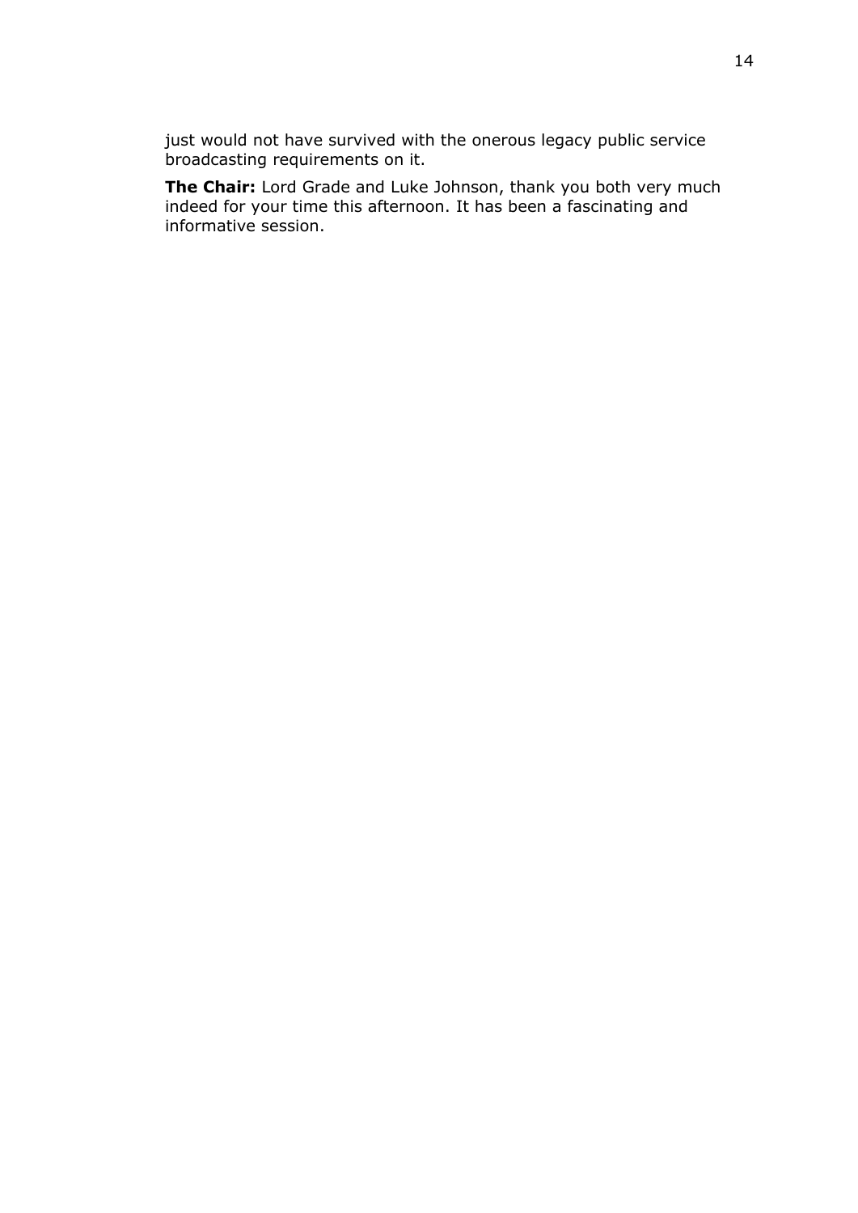just would not have survived with the onerous legacy public service broadcasting requirements on it.

**The Chair:** Lord Grade and Luke Johnson, thank you both very much indeed for your time this afternoon. It has been a fascinating and informative session.